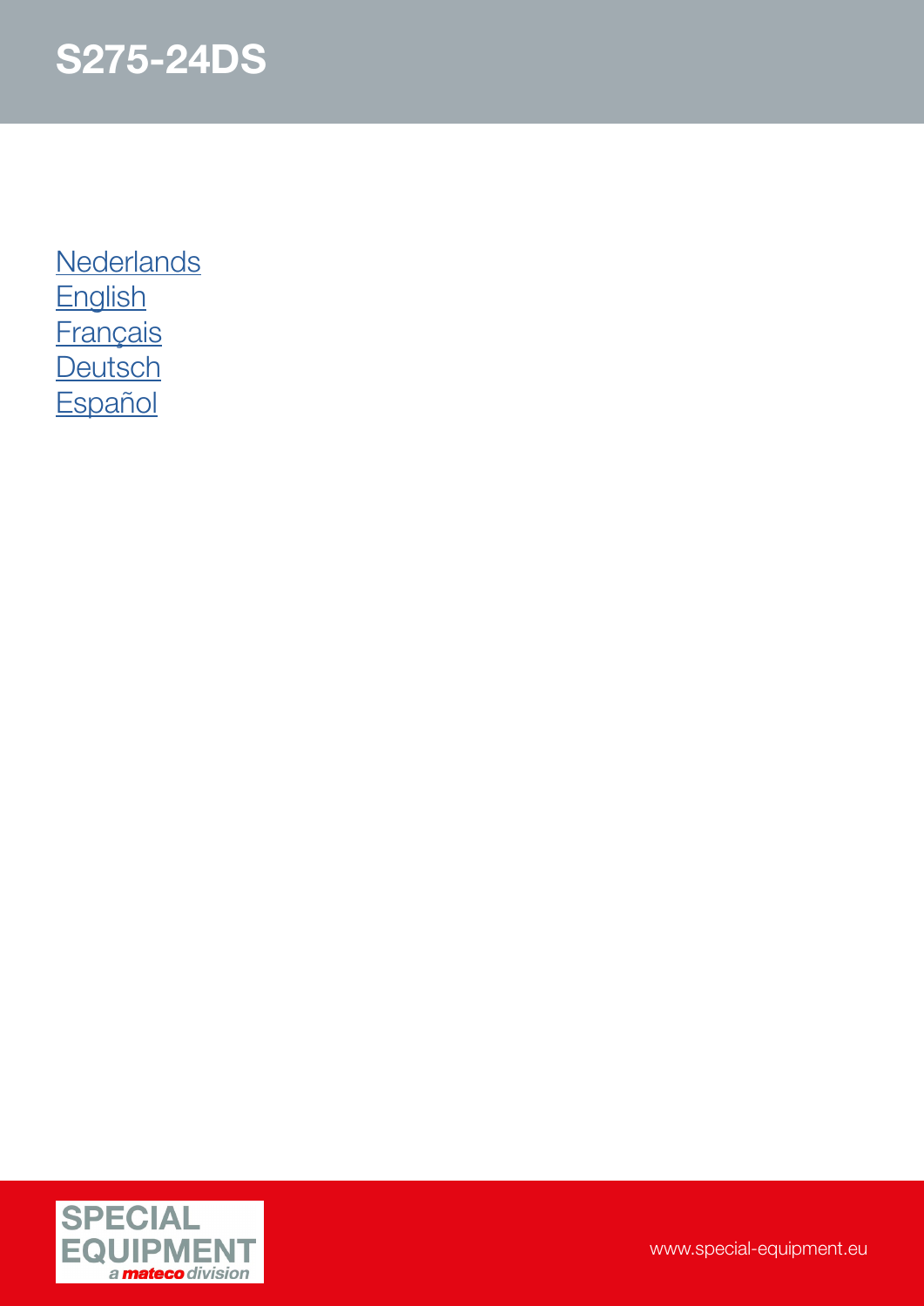# S275-24DS

Nederlands
English
Français
Deutsch
Español

SPECIAL EQUIPMENT
a mateco division

www.special-equipment.eu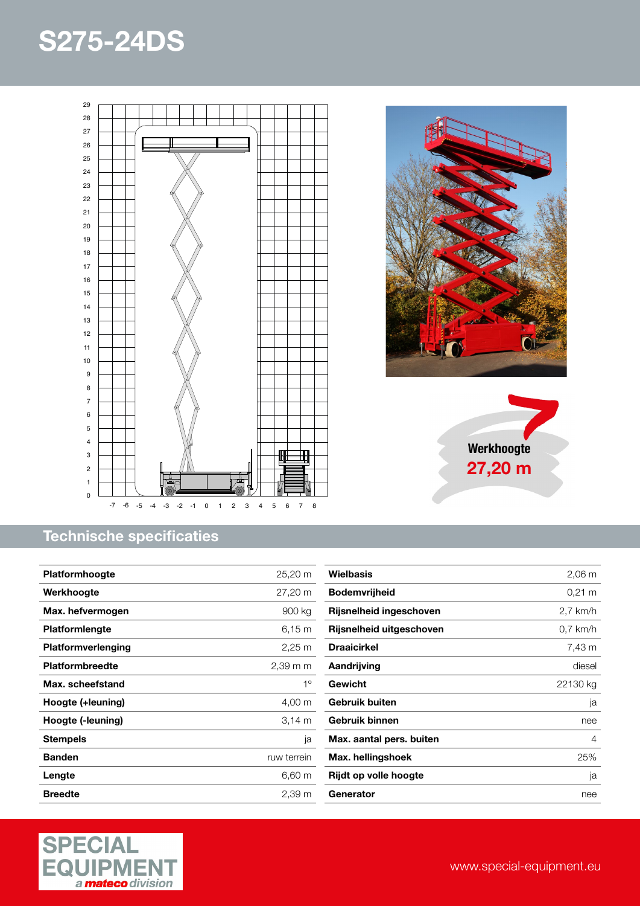# S275-24DS

**Werkhoogte**
**27,20 m**

## Technische specificaties

| Platformhoogte | 25,20 m |
|---|---|
| Werkhoogte | 27,20 m |
| Max. hefvermogen | 900 kg |
| Platformlengte | 6,15 m |
| Platformverlenging | 2,25 m |
| Platformbreedte | 2,39 m m |
| Max. scheefstand | 1° |
| Hoogte (+leuning) | 4,00 m |
| Hoogte (-leuning) | 3,14 m |
| Stempels | ja |
| Banden | ruw terrein |
| Lengte | 6,60 m |
| Breedte | 2,39 m |

| Wielbasis | 2,06 m |
|---|---|
| Bodemvrijheid | 0,21 m |
| Rijsnelheid ingeschoven | 2,7 km/h |
| Rijsnelheid uitgeschoven | 0,7 km/h |
| Draaicirkel | 7,43 m |
| Aandrijving | diesel |
| Gewicht | 22130 kg |
| Gebruik buiten | ja |
| Gebruik binnen | nee |
| Max. aantal pers. buiten | 4 |
| Max. hellingshoek | 25% |
| Rijdt op volle hoogte | ja |
| Generator | nee |

SPECIAL EQUIPMENT a mateco division

www.special-equipment.eu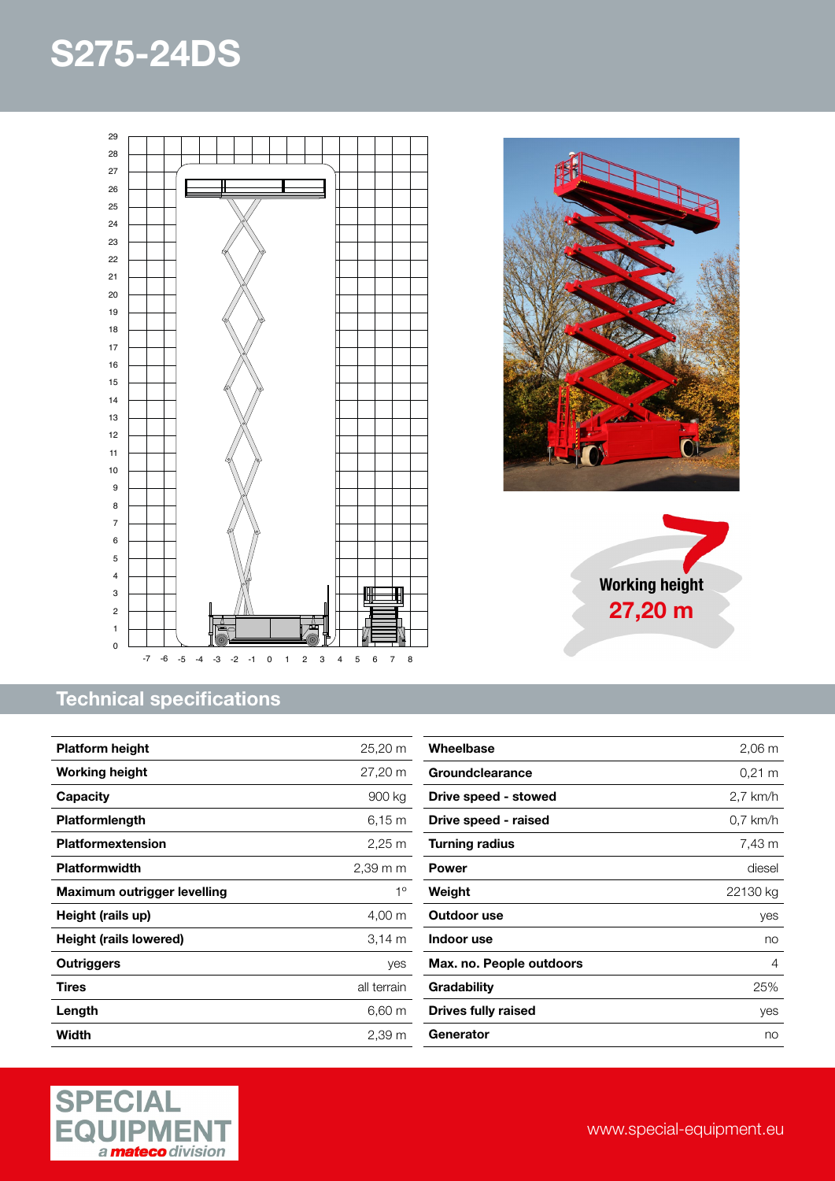# S275-24DS

**Working height**
**27,20 m**

## Technical specifications

| | |
|---|---|
| **Platform height** | 25,20 m |
| **Working height** | 27,20 m |
| **Capacity** | 900 kg |
| **Platformlength** | 6,15 m |
| **Platformextension** | 2,25 m |
| **Platformwidth** | 2,39 m m |
| **Maximum outrigger levelling** | 1° |
| **Height (rails up)** | 4,00 m |
| **Height (rails lowered)** | 3,14 m |
| **Outriggers** | yes |
| **Tires** | all terrain |
| **Length** | 6,60 m |
| **Width** | 2,39 m |

| | |
|---|---|
| **Wheelbase** | 2,06 m |
| **Groundclearance** | 0,21 m |
| **Drive speed - stowed** | 2,7 km/h |
| **Drive speed - raised** | 0,7 km/h |
| **Turning radius** | 7,43 m |
| **Power** | diesel |
| **Weight** | 22130 kg |
| **Outdoor use** | yes |
| **Indoor use** | no |
| **Max. no. People outdoors** | 4 |
| **Gradability** | 25% |
| **Drives fully raised** | yes |
| **Generator** | no |

SPECIAL EQUIPMENT
*a mateco division*

www.special-equipment.eu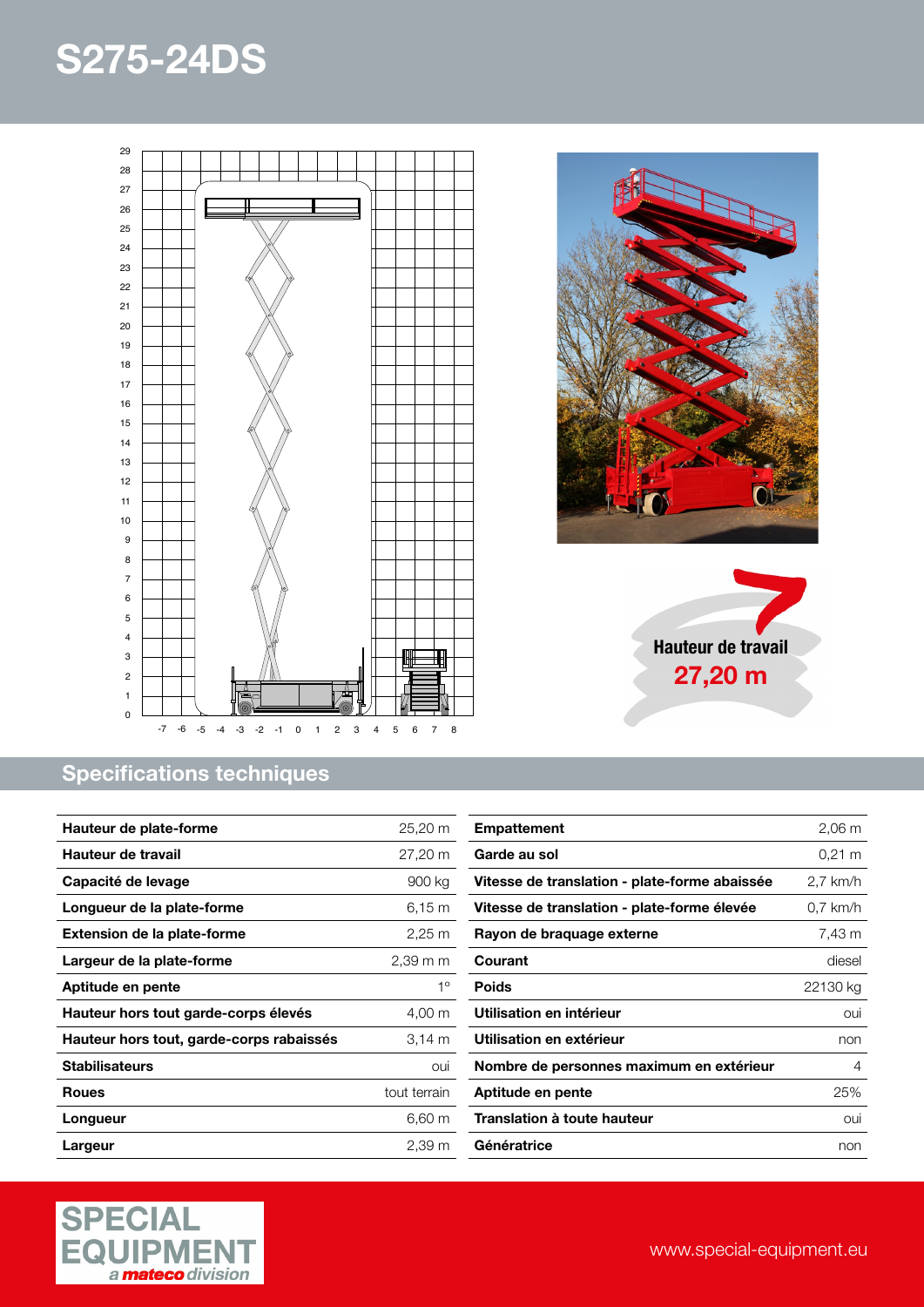# S275-24DS

Hauteur de travail
**27,20 m**

## Specifications techniques

| Hauteur de plate-forme | 25,20 m |
|---|---|
| Hauteur de travail | 27,20 m |
| Capacité de levage | 900 kg |
| Longueur de la plate-forme | 6,15 m |
| Extension de la plate-forme | 2,25 m |
| Largeur de la plate-forme | 2,39 m m |
| Aptitude en pente | 1° |
| Hauteur hors tout garde-corps élevés | 4,00 m |
| Hauteur hors tout, garde-corps rabaissés | 3,14 m |
| Stabilisateurs | oui |
| Roues | tout terrain |
| Longueur | 6,60 m |
| Largeur | 2,39 m |

| Empattement | 2,06 m |
|---|---|
| Garde au sol | 0,21 m |
| Vitesse de translation - plate-forme abaissée | 2,7 km/h |
| Vitesse de translation - plate-forme élevée | 0,7 km/h |
| Rayon de braquage externe | 7,43 m |
| Courant | diesel |
| Poids | 22130 kg |
| Utilisation en intérieur | oui |
| Utilisation en extérieur | non |
| Nombre de personnes maximum en extérieur | 4 |
| Aptitude en pente | 25% |
| Translation à toute hauteur | oui |
| Génératrice | non |

SPECIAL EQUIPMENT
*a mateco division*

www.special-equipment.eu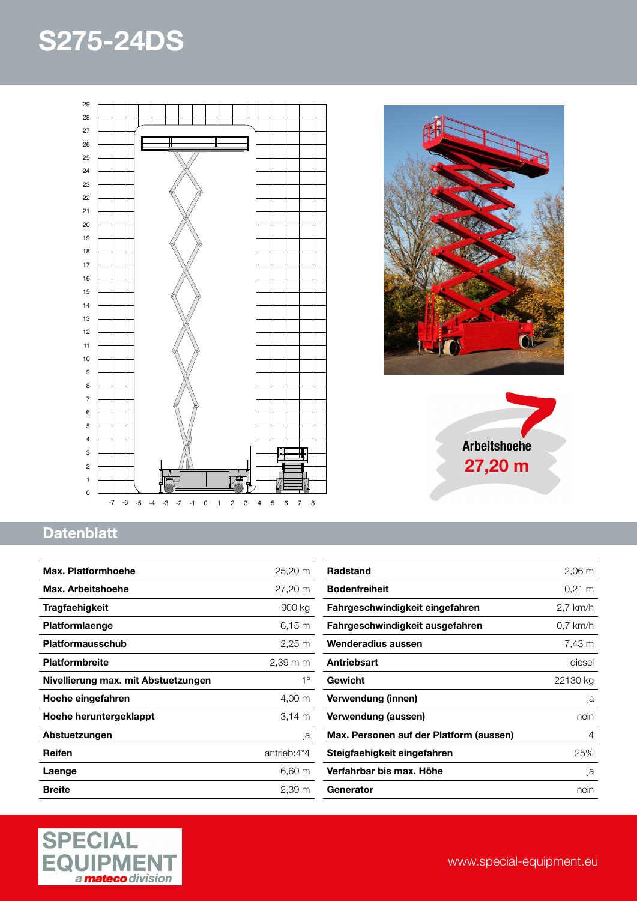# S275-24DS

**Arbeitshoehe**
**27,20 m**

## Datenblatt

| | |
|---|---|
| **Max. Platformhoehe** | 25,20 m |
| **Max. Arbeitshoehe** | 27,20 m |
| **Tragfaehigkeit** | 900 kg |
| **Platformlaenge** | 6,15 m |
| **Platformausschub** | 2,25 m |
| **Platformbreite** | 2,39 m m |
| **Nivellierung max. mit Abstuetzungen** | 1° |
| **Hoehe eingefahren** | 4,00 m |
| **Hoehe heruntergeklappt** | 3,14 m |
| **Abstuetzungen** | ja |
| **Reifen** | antrieb:4*4 |
| **Laenge** | 6,60 m |
| **Breite** | 2,39 m |

| | |
|---|---|
| **Radstand** | 2,06 m |
| **Bodenfreiheit** | 0,21 m |
| **Fahrgeschwindigkeit eingefahren** | 2,7 km/h |
| **Fahrgeschwindigkeit ausgefahren** | 0,7 km/h |
| **Wenderadius aussen** | 7,43 m |
| **Antriebsart** | diesel |
| **Gewicht** | 22130 kg |
| **Verwendung (innen)** | ja |
| **Verwendung (aussen)** | nein |
| **Max. Personen auf der Platform (aussen)** | 4 |
| **Steigfaehigkeit eingefahren** | 25% |
| **Verfahrbar bis max. Höhe** | ja |
| **Generator** | nein |

SPECIAL EQUIPMENT
*a mateco division*

www.special-equipment.eu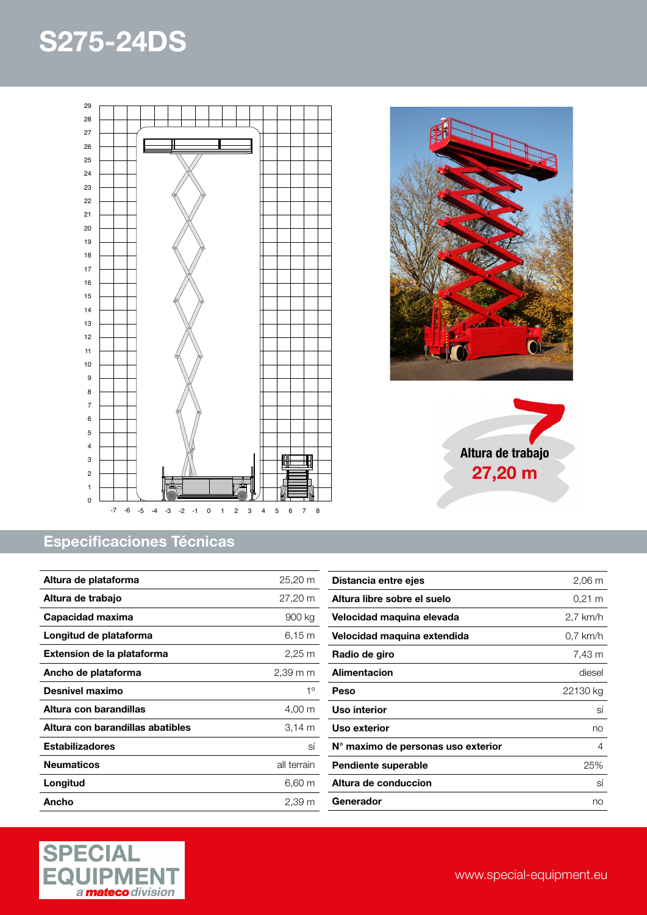# S275-24DS

29
28
27
26
25
24
23
22
21
20
19
18
17
16
15
14
13
12
11
10
9
8
7
6
5
4
3
2
1
0

-7 -6 -5 -4 -3 -2 -1 0 1 2 3 4 5 6 7 8

**Altura de trabajo**
**27,20 m**

## Especificaciones Técnicas

| | |
|---|---|
| **Altura de plataforma** | 25,20 m |
| **Altura de trabajo** | 27,20 m |
| **Capacidad maxima** | 900 kg |
| **Longitud de plataforma** | 6,15 m |
| **Extension de la plataforma** | 2,25 m |
| **Ancho de plataforma** | 2,39 m m |
| **Desnivel maximo** | 1° |
| **Altura con barandillas** | 4,00 m |
| **Altura con barandillas abatibles** | 3,14 m |
| **Estabilizadores** | sí |
| **Neumaticos** | all terrain |
| **Longitud** | 6,60 m |
| **Ancho** | 2,39 m |

| | |
|---|---|
| **Distancia entre ejes** | 2,06 m |
| **Altura libre sobre el suelo** | 0,21 m |
| **Velocidad maquina elevada** | 2,7 km/h |
| **Velocidad maquina extendida** | 0,7 km/h |
| **Radio de giro** | 7,43 m |
| **Alimentacion** | diesel |
| **Peso** | 22130 kg |
| **Uso interior** | sí |
| **Uso exterior** | no |
| **N° maximo de personas uso exterior** | 4 |
| **Pendiente superable** | 25% |
| **Altura de conduccion** | sí |
| **Generador** | no |

SPECIAL EQUIPMENT
*a mateco division*

www.special-equipment.eu